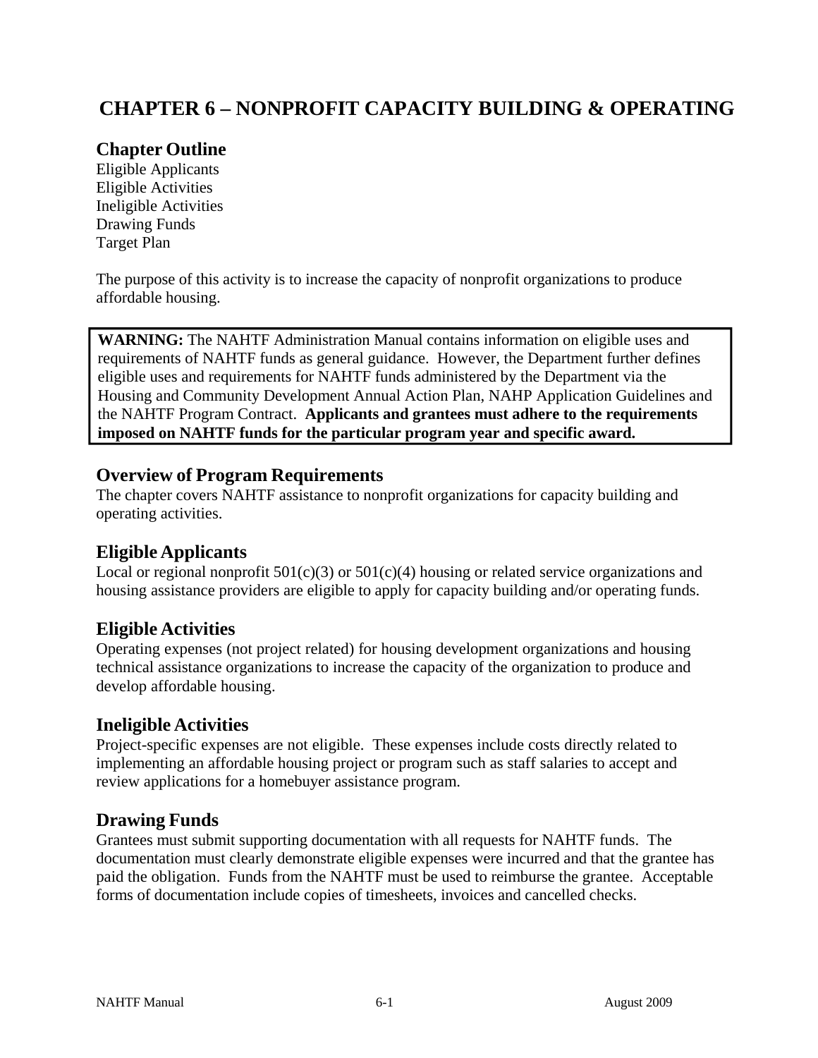# CHAPTER 6 – NONPROFIT CAPACITY BUILDING & OPERATING

## Chapter Outline

Eligible Applicants
Eligible Activities
Ineligible Activities
Drawing Funds
Target Plan

The purpose of this activity is to increase the capacity of nonprofit organizations to produce affordable housing.

> **WARNING:** The NAHTF Administration Manual contains information on eligible uses and requirements of NAHTF funds as general guidance. However, the Department further defines eligible uses and requirements for NAHTF funds administered by the Department via the Housing and Community Development Annual Action Plan, NAHP Application Guidelines and the NAHTF Program Contract. **Applicants and grantees must adhere to the requirements imposed on NAHTF funds for the particular program year and specific award.**

## Overview of Program Requirements

The chapter covers NAHTF assistance to nonprofit organizations for capacity building and operating activities.

## Eligible Applicants

Local or regional nonprofit 501(c)(3) or 501(c)(4) housing or related service organizations and housing assistance providers are eligible to apply for capacity building and/or operating funds.

## Eligible Activities

Operating expenses (not project related) for housing development organizations and housing technical assistance organizations to increase the capacity of the organization to produce and develop affordable housing.

## Ineligible Activities

Project-specific expenses are not eligible. These expenses include costs directly related to implementing an affordable housing project or program such as staff salaries to accept and review applications for a homebuyer assistance program.

## Drawing Funds

Grantees must submit supporting documentation with all requests for NAHTF funds. The documentation must clearly demonstrate eligible expenses were incurred and that the grantee has paid the obligation. Funds from the NAHTF must be used to reimburse the grantee. Acceptable forms of documentation include copies of timesheets, invoices and cancelled checks.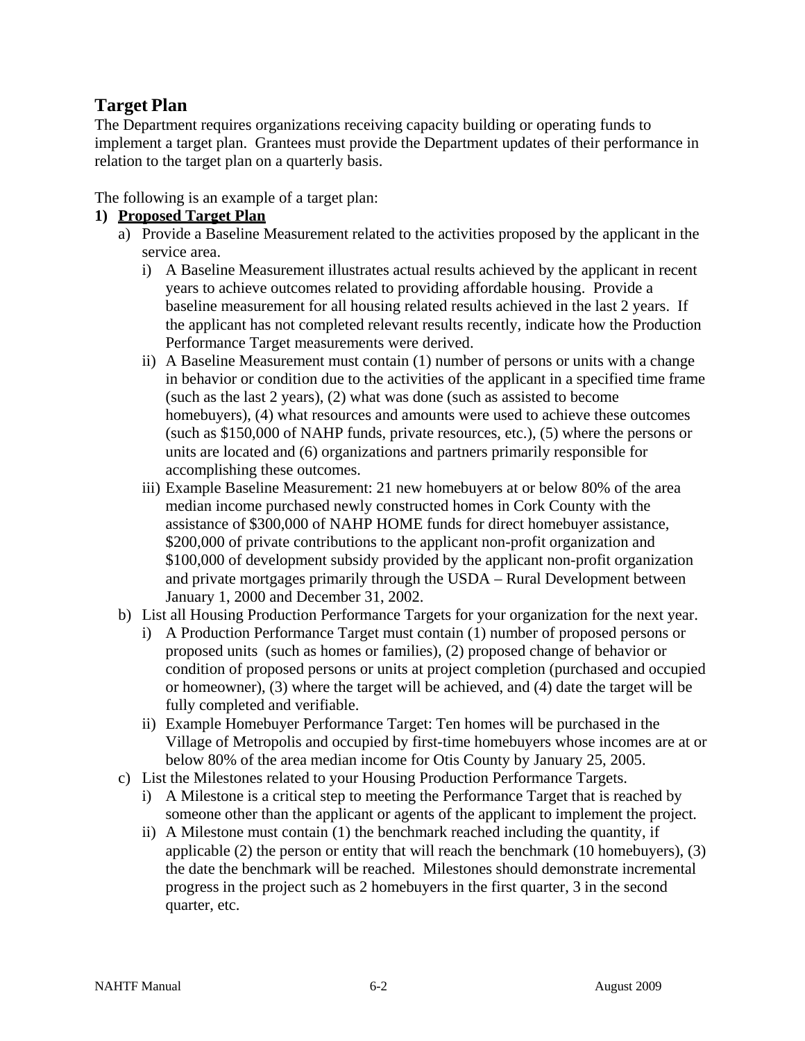## Target Plan

The Department requires organizations receiving capacity building or operating funds to implement a target plan. Grantees must provide the Department updates of their performance in relation to the target plan on a quarterly basis.

The following is an example of a target plan:

1) **<u>Proposed Target Plan</u>**
   a) Provide a Baseline Measurement related to the activities proposed by the applicant in the service area.
      i) A Baseline Measurement illustrates actual results achieved by the applicant in recent years to achieve outcomes related to providing affordable housing. Provide a baseline measurement for all housing related results achieved in the last 2 years. If the applicant has not completed relevant results recently, indicate how the Production Performance Target measurements were derived.
      ii) A Baseline Measurement must contain (1) number of persons or units with a change in behavior or condition due to the activities of the applicant in a specified time frame (such as the last 2 years), (2) what was done (such as assisted to become homebuyers), (4) what resources and amounts were used to achieve these outcomes (such as $150,000 of NAHP funds, private resources, etc.), (5) where the persons or units are located and (6) organizations and partners primarily responsible for accomplishing these outcomes.
      iii) Example Baseline Measurement: 21 new homebuyers at or below 80% of the area median income purchased newly constructed homes in Cork County with the assistance of $300,000 of NAHP HOME funds for direct homebuyer assistance, $200,000 of private contributions to the applicant non-profit organization and $100,000 of development subsidy provided by the applicant non-profit organization and private mortgages primarily through the USDA – Rural Development between January 1, 2000 and December 31, 2002.
   b) List all Housing Production Performance Targets for your organization for the next year.
      i) A Production Performance Target must contain (1) number of proposed persons or proposed units (such as homes or families), (2) proposed change of behavior or condition of proposed persons or units at project completion (purchased and occupied or homeowner), (3) where the target will be achieved, and (4) date the target will be fully completed and verifiable.
      ii) Example Homebuyer Performance Target: Ten homes will be purchased in the Village of Metropolis and occupied by first-time homebuyers whose incomes are at or below 80% of the area median income for Otis County by January 25, 2005.
   c) List the Milestones related to your Housing Production Performance Targets.
      i) A Milestone is a critical step to meeting the Performance Target that is reached by someone other than the applicant or agents of the applicant to implement the project.
      ii) A Milestone must contain (1) the benchmark reached including the quantity, if applicable (2) the person or entity that will reach the benchmark (10 homebuyers), (3) the date the benchmark will be reached. Milestones should demonstrate incremental progress in the project such as 2 homebuyers in the first quarter, 3 in the second quarter, etc.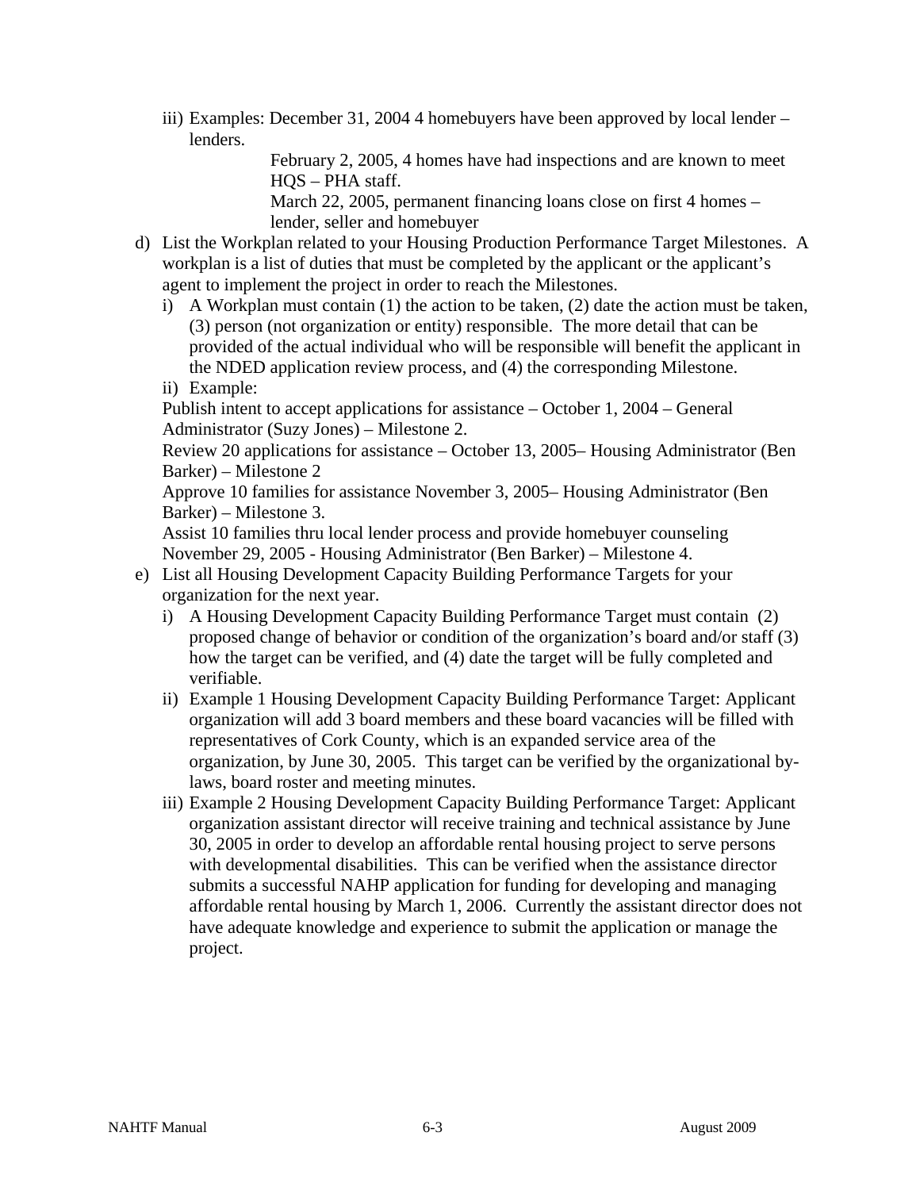iii) Examples: December 31, 2004 4 homebuyers have been approved by local lender – lenders.

    February 2, 2005, 4 homes have had inspections and are known to meet HQS – PHA staff.

    March 22, 2005, permanent financing loans close on first 4 homes – lender, seller and homebuyer

d) List the Workplan related to your Housing Production Performance Target Milestones. A workplan is a list of duties that must be completed by the applicant or the applicant's agent to implement the project in order to reach the Milestones.

   i) A Workplan must contain (1) the action to be taken, (2) date the action must be taken, (3) person (not organization or entity) responsible. The more detail that can be provided of the actual individual who will be responsible will benefit the applicant in the NDED application review process, and (4) the corresponding Milestone.

   ii) Example:

   Publish intent to accept applications for assistance – October 1, 2004 – General Administrator (Suzy Jones) – Milestone 2.

   Review 20 applications for assistance – October 13, 2005– Housing Administrator (Ben Barker) – Milestone 2

   Approve 10 families for assistance November 3, 2005– Housing Administrator (Ben Barker) – Milestone 3.

   Assist 10 families thru local lender process and provide homebuyer counseling November 29, 2005 - Housing Administrator (Ben Barker) – Milestone 4.

e) List all Housing Development Capacity Building Performance Targets for your organization for the next year.

   i) A Housing Development Capacity Building Performance Target must contain (2) proposed change of behavior or condition of the organization's board and/or staff (3) how the target can be verified, and (4) date the target will be fully completed and verifiable.

   ii) Example 1 Housing Development Capacity Building Performance Target: Applicant organization will add 3 board members and these board vacancies will be filled with representatives of Cork County, which is an expanded service area of the organization, by June 30, 2005. This target can be verified by the organizational by-laws, board roster and meeting minutes.

   iii) Example 2 Housing Development Capacity Building Performance Target: Applicant organization assistant director will receive training and technical assistance by June 30, 2005 in order to develop an affordable rental housing project to serve persons with developmental disabilities. This can be verified when the assistance director submits a successful NAHP application for funding for developing and managing affordable rental housing by March 1, 2006. Currently the assistant director does not have adequate knowledge and experience to submit the application or manage the project.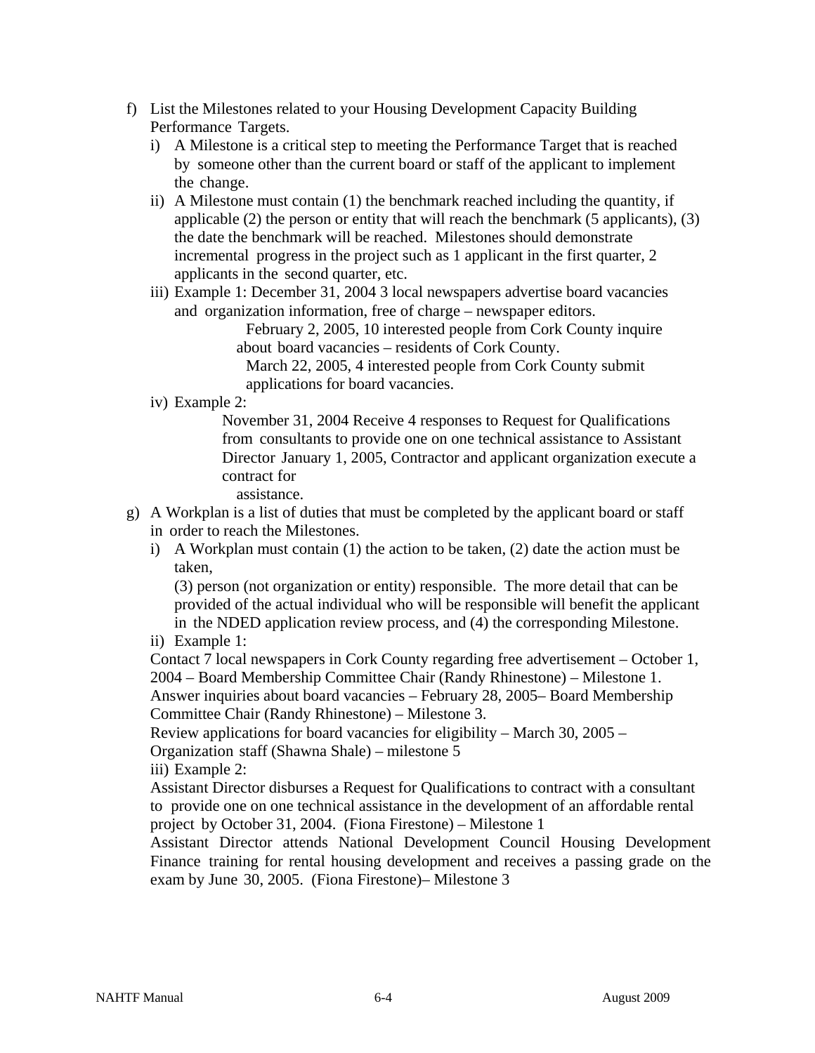f) List the Milestones related to your Housing Development Capacity Building Performance Targets.
   i) A Milestone is a critical step to meeting the Performance Target that is reached by someone other than the current board or staff of the applicant to implement the change.
   ii) A Milestone must contain (1) the benchmark reached including the quantity, if applicable (2) the person or entity that will reach the benchmark (5 applicants), (3) the date the benchmark will be reached. Milestones should demonstrate incremental progress in the project such as 1 applicant in the first quarter, 2 applicants in the second quarter, etc.
   iii) Example 1: December 31, 2004 3 local newspapers advertise board vacancies and organization information, free of charge – newspaper editors.
        February 2, 2005, 10 interested people from Cork County inquire about board vacancies – residents of Cork County.
        March 22, 2005, 4 interested people from Cork County submit applications for board vacancies.
   iv) Example 2:
        November 31, 2004 Receive 4 responses to Request for Qualifications from consultants to provide one on one technical assistance to Assistant Director January 1, 2005, Contractor and applicant organization execute a contract for
        assistance.

g) A Workplan is a list of duties that must be completed by the applicant board or staff in order to reach the Milestones.
   i) A Workplan must contain (1) the action to be taken, (2) date the action must be taken,
      (3) person (not organization or entity) responsible. The more detail that can be provided of the actual individual who will be responsible will benefit the applicant in the NDED application review process, and (4) the corresponding Milestone.
   ii) Example 1:
   Contact 7 local newspapers in Cork County regarding free advertisement – October 1, 2004 – Board Membership Committee Chair (Randy Rhinestone) – Milestone 1.
   Answer inquiries about board vacancies – February 28, 2005– Board Membership Committee Chair (Randy Rhinestone) – Milestone 3.
   Review applications for board vacancies for eligibility – March 30, 2005 – Organization staff (Shawna Shale) – milestone 5
   iii) Example 2:
   Assistant Director disburses a Request for Qualifications to contract with a consultant to provide one on one technical assistance in the development of an affordable rental project by October 31, 2004. (Fiona Firestone) – Milestone 1
   Assistant Director attends National Development Council Housing Development Finance training for rental housing development and receives a passing grade on the exam by June 30, 2005. (Fiona Firestone)– Milestone 3